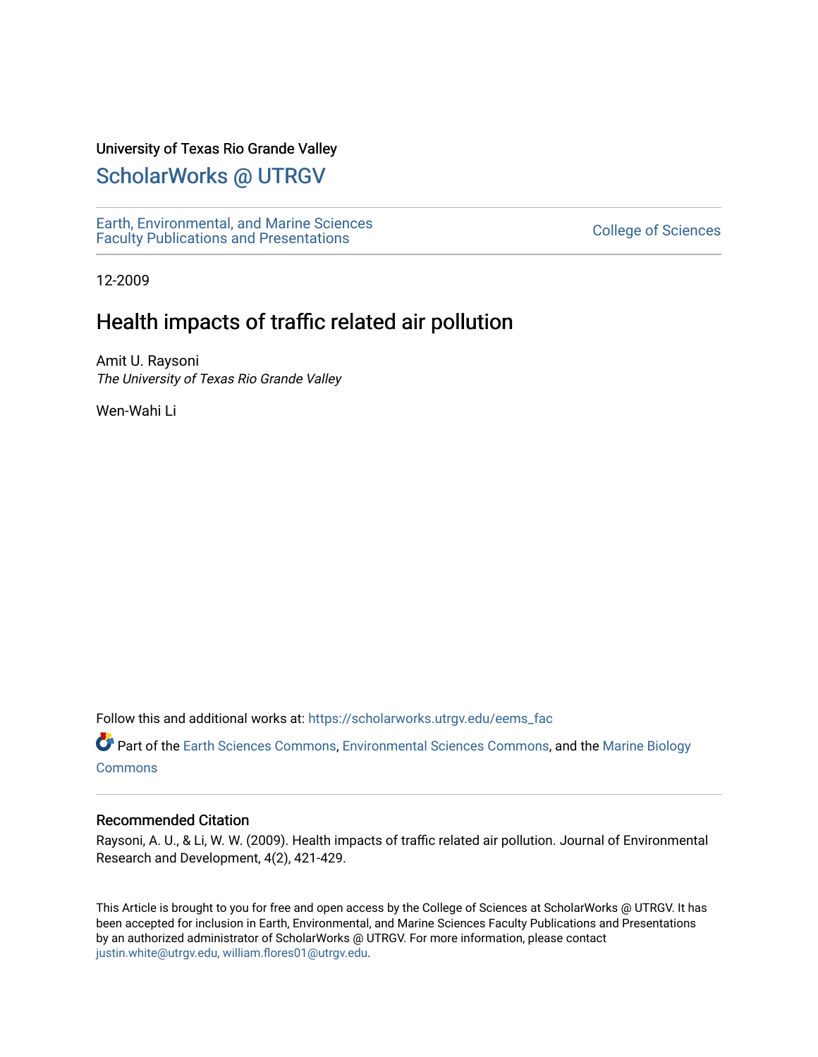University of Texas Rio Grande Valley

## ScholarWorks @ UTRGV

Earth, Environmental, and Marine Sciences Faculty Publications and Presentations

College of Sciences

12-2009

# Health impacts of traffic related air pollution

Amit U. Raysoni
*The University of Texas Rio Grande Valley*

Wen-Wahi Li

Follow this and additional works at: https://scholarworks.utrgv.edu/eems_fac

Part of the Earth Sciences Commons, Environmental Sciences Commons, and the Marine Biology Commons

### Recommended Citation

Raysoni, A. U., & Li, W. W. (2009). Health impacts of traffic related air pollution. Journal of Environmental Research and Development, 4(2), 421-429.

This Article is brought to you for free and open access by the College of Sciences at ScholarWorks @ UTRGV. It has been accepted for inclusion in Earth, Environmental, and Marine Sciences Faculty Publications and Presentations by an authorized administrator of ScholarWorks @ UTRGV. For more information, please contact justin.white@utrgv.edu, william.flores01@utrgv.edu.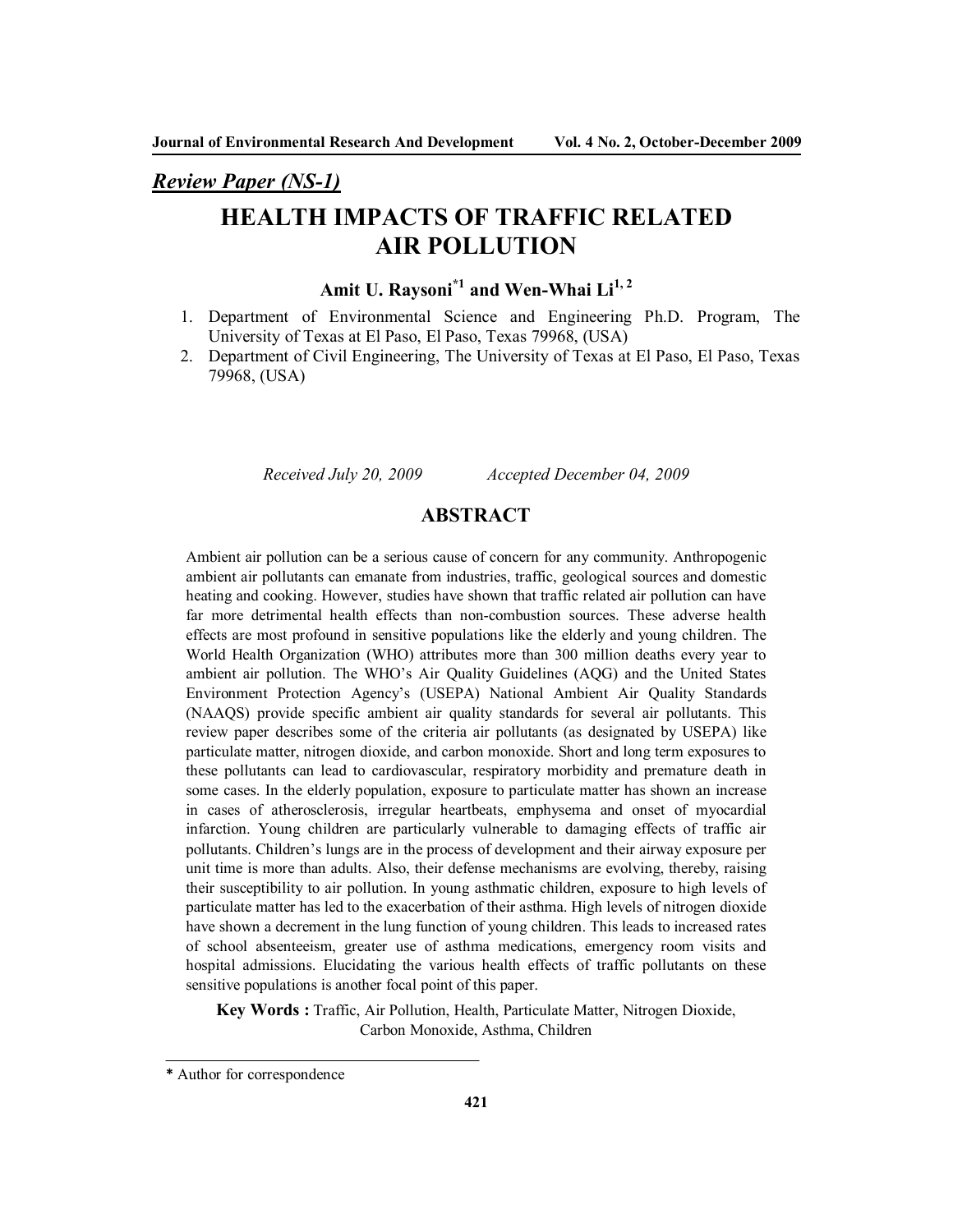*Review Paper (NS-1)*

# HEALTH IMPACTS OF TRAFFIC RELATED AIR POLLUTION

**Amit U. Raysoni*[1] and Wen-Whai Li[1, 2]**

1. Department of Environmental Science and Engineering Ph.D. Program, The University of Texas at El Paso, El Paso, Texas 79968, (USA)
2. Department of Civil Engineering, The University of Texas at El Paso, El Paso, Texas 79968, (USA)

*Received July 20, 2009* *Accepted December 04, 2009*

## ABSTRACT

Ambient air pollution can be a serious cause of concern for any community. Anthropogenic ambient air pollutants can emanate from industries, traffic, geological sources and domestic heating and cooking. However, studies have shown that traffic related air pollution can have far more detrimental health effects than non-combustion sources. These adverse health effects are most profound in sensitive populations like the elderly and young children. The World Health Organization (WHO) attributes more than 300 million deaths every year to ambient air pollution. The WHO's Air Quality Guidelines (AQG) and the United States Environment Protection Agency's (USEPA) National Ambient Air Quality Standards (NAAQS) provide specific ambient air quality standards for several air pollutants. This review paper describes some of the criteria air pollutants (as designated by USEPA) like particulate matter, nitrogen dioxide, and carbon monoxide. Short and long term exposures to these pollutants can lead to cardiovascular, respiratory morbidity and premature death in some cases. In the elderly population, exposure to particulate matter has shown an increase in cases of atherosclerosis, irregular heartbeats, emphysema and onset of myocardial infarction. Young children are particularly vulnerable to damaging effects of traffic air pollutants. Children's lungs are in the process of development and their airway exposure per unit time is more than adults. Also, their defense mechanisms are evolving, thereby, raising their susceptibility to air pollution. In young asthmatic children, exposure to high levels of particulate matter has led to the exacerbation of their asthma. High levels of nitrogen dioxide have shown a decrement in the lung function of young children. This leads to increased rates of school absenteeism, greater use of asthma medications, emergency room visits and hospital admissions. Elucidating the various health effects of traffic pollutants on these sensitive populations is another focal point of this paper.

**Key Words :** Traffic, Air Pollution, Health, Particulate Matter, Nitrogen Dioxide, Carbon Monoxide, Asthma, Children

**\*** Author for correspondence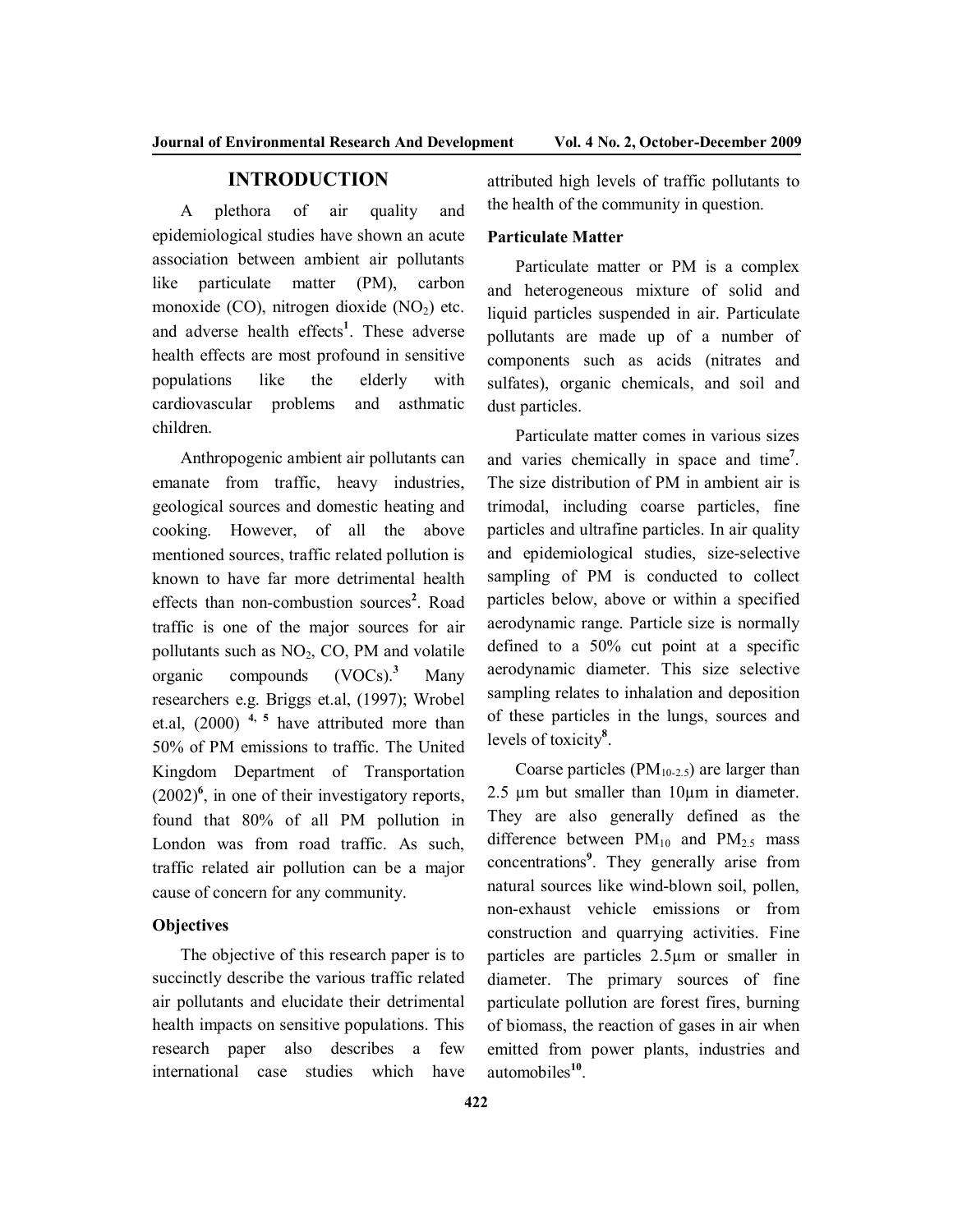## INTRODUCTION

A plethora of air quality and epidemiological studies have shown an acute association between ambient air pollutants like particulate matter (PM), carbon monoxide (CO), nitrogen dioxide ($NO_2$) etc. and adverse health effects[1]. These adverse health effects are most profound in sensitive populations like the elderly with cardiovascular problems and asthmatic children.

Anthropogenic ambient air pollutants can emanate from traffic, heavy industries, geological sources and domestic heating and cooking. However, of all the above mentioned sources, traffic related pollution is known to have far more detrimental health effects than non-combustion sources[2]. Road traffic is one of the major sources for air pollutants such as $NO_2$, CO, PM and volatile organic compounds (VOCs).[3] Many researchers e.g. Briggs et.al, (1997); Wrobel et.al, (2000) [4, 5] have attributed more than 50% of PM emissions to traffic. The United Kingdom Department of Transportation (2002)[6], in one of their investigatory reports, found that 80% of all PM pollution in London was from road traffic. As such, traffic related air pollution can be a major cause of concern for any community.

### Objectives

The objective of this research paper is to succinctly describe the various traffic related air pollutants and elucidate their detrimental health impacts on sensitive populations. This research paper also describes a few international case studies which have attributed high levels of traffic pollutants to the health of the community in question.

### Particulate Matter

Particulate matter or PM is a complex and heterogeneous mixture of solid and liquid particles suspended in air. Particulate pollutants are made up of a number of components such as acids (nitrates and sulfates), organic chemicals, and soil and dust particles.

Particulate matter comes in various sizes and varies chemically in space and time[7]. The size distribution of PM in ambient air is trimodal, including coarse particles, fine particles and ultrafine particles. In air quality and epidemiological studies, size-selective sampling of PM is conducted to collect particles below, above or within a specified aerodynamic range. Particle size is normally defined to a 50% cut point at a specific aerodynamic diameter. This size selective sampling relates to inhalation and deposition of these particles in the lungs, sources and levels of toxicity[8].

Coarse particles ($PM_{10\text{-}2.5}$) are larger than 2.5 µm but smaller than 10µm in diameter. They are also generally defined as the difference between $PM_{10}$ and $PM_{2.5}$ mass concentrations[9]. They generally arise from natural sources like wind-blown soil, pollen, non-exhaust vehicle emissions or from construction and quarrying activities. Fine particles are particles 2.5µm or smaller in diameter. The primary sources of fine particulate pollution are forest fires, burning of biomass, the reaction of gases in air when emitted from power plants, industries and automobiles[10].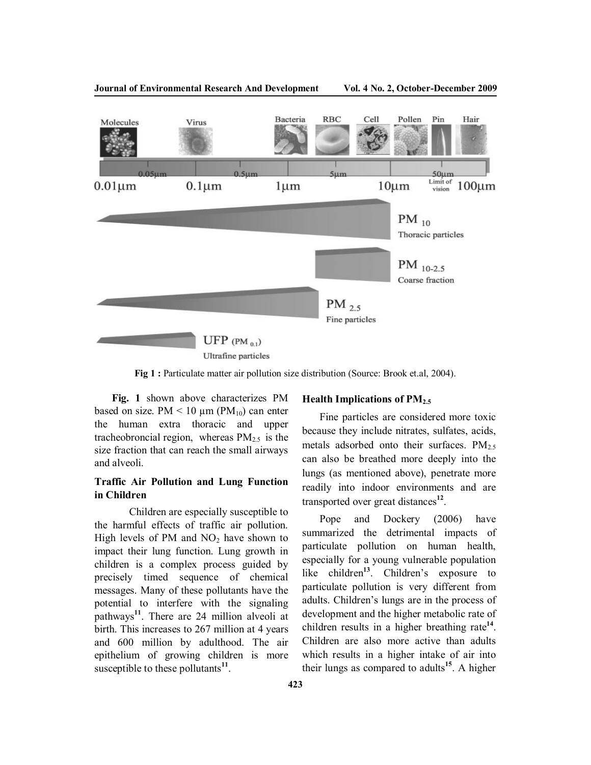**Fig 1 :** Particulate matter air pollution size distribution (Source: Brook et.al, 2004).

**Fig. 1** shown above characterizes PM based on size. PM < 10 µm ($PM_{10}$) can enter the human extra thoracic and upper tracheobroncial region, whereas $PM_{2.5}$ is the size fraction that can reach the small airways and alveoli.

### Traffic Air Pollution and Lung Function in Children

Children are especially susceptible to the harmful effects of traffic air pollution. High levels of PM and $NO_2$ have shown to impact their lung function. Lung growth in children is a complex process guided by precisely timed sequence of chemical messages. Many of these pollutants have the potential to interfere with the signaling pathways[11]. There are 24 million alveoli at birth. This increases to 267 million at 4 years and 600 million by adulthood. The air epithelium of growing children is more susceptible to these pollutants[11].

### Health Implications of $PM_{2.5}$

Fine particles are considered more toxic because they include nitrates, sulfates, acids, metals adsorbed onto their surfaces. $PM_{2.5}$ can also be breathed more deeply into the lungs (as mentioned above), penetrate more readily into indoor environments and are transported over great distances[12].

Pope and Dockery (2006) have summarized the detrimental impacts of particulate pollution on human health, especially for a young vulnerable population like children[13]. Children's exposure to particulate pollution is very different from adults. Children's lungs are in the process of development and the higher metabolic rate of children results in a higher breathing rate[14]. Children are also more active than adults which results in a higher intake of air into their lungs as compared to adults[15]. A higher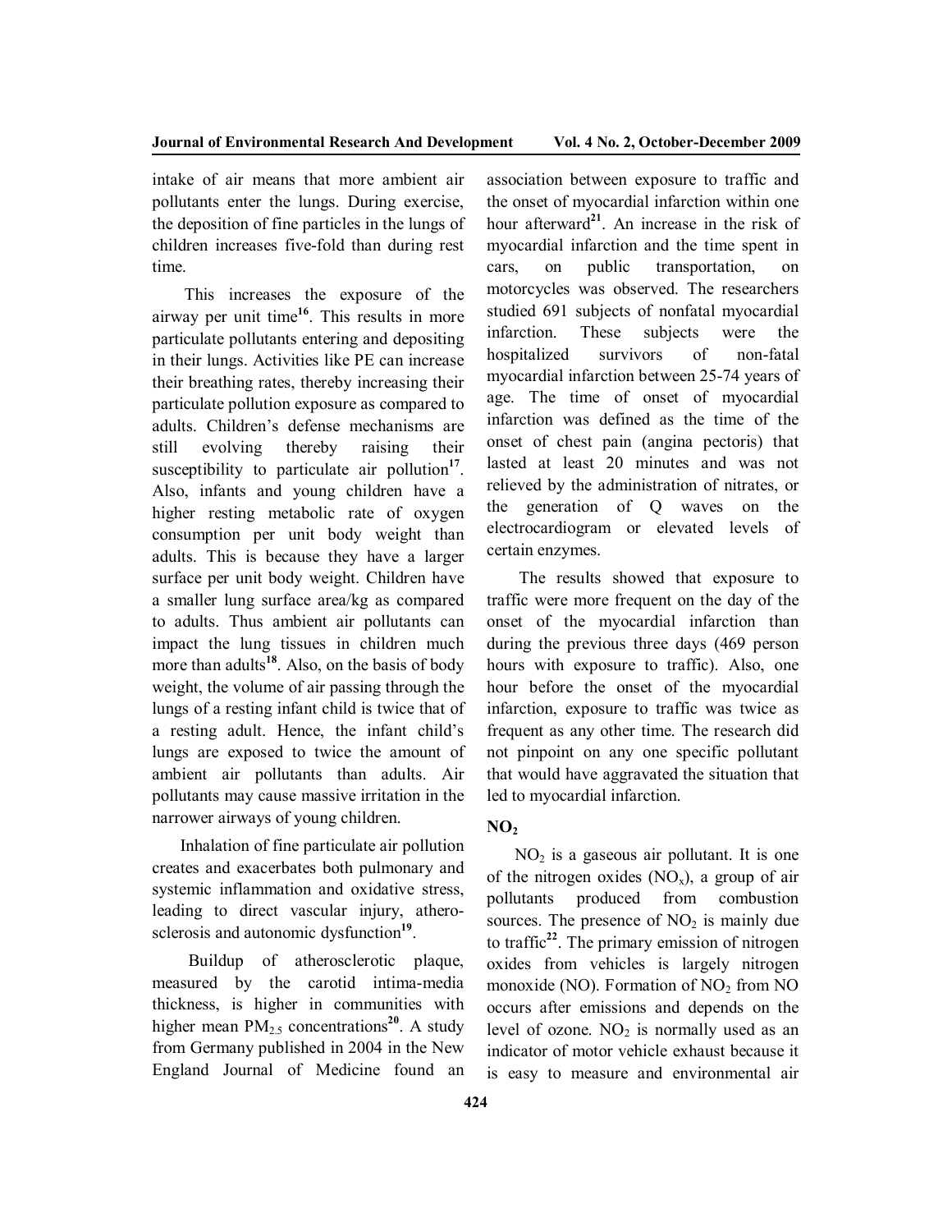intake of air means that more ambient air pollutants enter the lungs. During exercise, the deposition of fine particles in the lungs of children increases five-fold than during rest time.

This increases the exposure of the airway per unit time[16]. This results in more particulate pollutants entering and depositing in their lungs. Activities like PE can increase their breathing rates, thereby increasing their particulate pollution exposure as compared to adults. Children's defense mechanisms are still evolving thereby raising their susceptibility to particulate air pollution[17]. Also, infants and young children have a higher resting metabolic rate of oxygen consumption per unit body weight than adults. This is because they have a larger surface per unit body weight. Children have a smaller lung surface area/kg as compared to adults. Thus ambient air pollutants can impact the lung tissues in children much more than adults[18]. Also, on the basis of body weight, the volume of air passing through the lungs of a resting infant child is twice that of a resting adult. Hence, the infant child's lungs are exposed to twice the amount of ambient air pollutants than adults. Air pollutants may cause massive irritation in the narrower airways of young children.

Inhalation of fine particulate air pollution creates and exacerbates both pulmonary and systemic inflammation and oxidative stress, leading to direct vascular injury, atherosclerosis and autonomic dysfunction[19].

Buildup of atherosclerotic plaque, measured by the carotid intima-media thickness, is higher in communities with higher mean $PM_{2.5}$ concentrations[20]. A study from Germany published in 2004 in the New England Journal of Medicine found an association between exposure to traffic and the onset of myocardial infarction within one hour afterward[21]. An increase in the risk of myocardial infarction and the time spent in cars, on public transportation, on motorcycles was observed. The researchers studied 691 subjects of nonfatal myocardial infarction. These subjects were the hospitalized survivors of non-fatal myocardial infarction between 25-74 years of age. The time of onset of myocardial infarction was defined as the time of the onset of chest pain (angina pectoris) that lasted at least 20 minutes and was not relieved by the administration of nitrates, or the generation of Q waves on the electrocardiogram or elevated levels of certain enzymes.

The results showed that exposure to traffic were more frequent on the day of the onset of the myocardial infarction than during the previous three days (469 person hours with exposure to traffic). Also, one hour before the onset of the myocardial infarction, exposure to traffic was twice as frequent as any other time. The research did not pinpoint on any one specific pollutant that would have aggravated the situation that led to myocardial infarction.

### $NO_2$

$NO_2$ is a gaseous air pollutant. It is one of the nitrogen oxides ($NO_x$), a group of air pollutants produced from combustion sources. The presence of $NO_2$ is mainly due to traffic[22]. The primary emission of nitrogen oxides from vehicles is largely nitrogen monoxide (NO). Formation of $NO_2$ from NO occurs after emissions and depends on the level of ozone. $NO_2$ is normally used as an indicator of motor vehicle exhaust because it is easy to measure and environmental air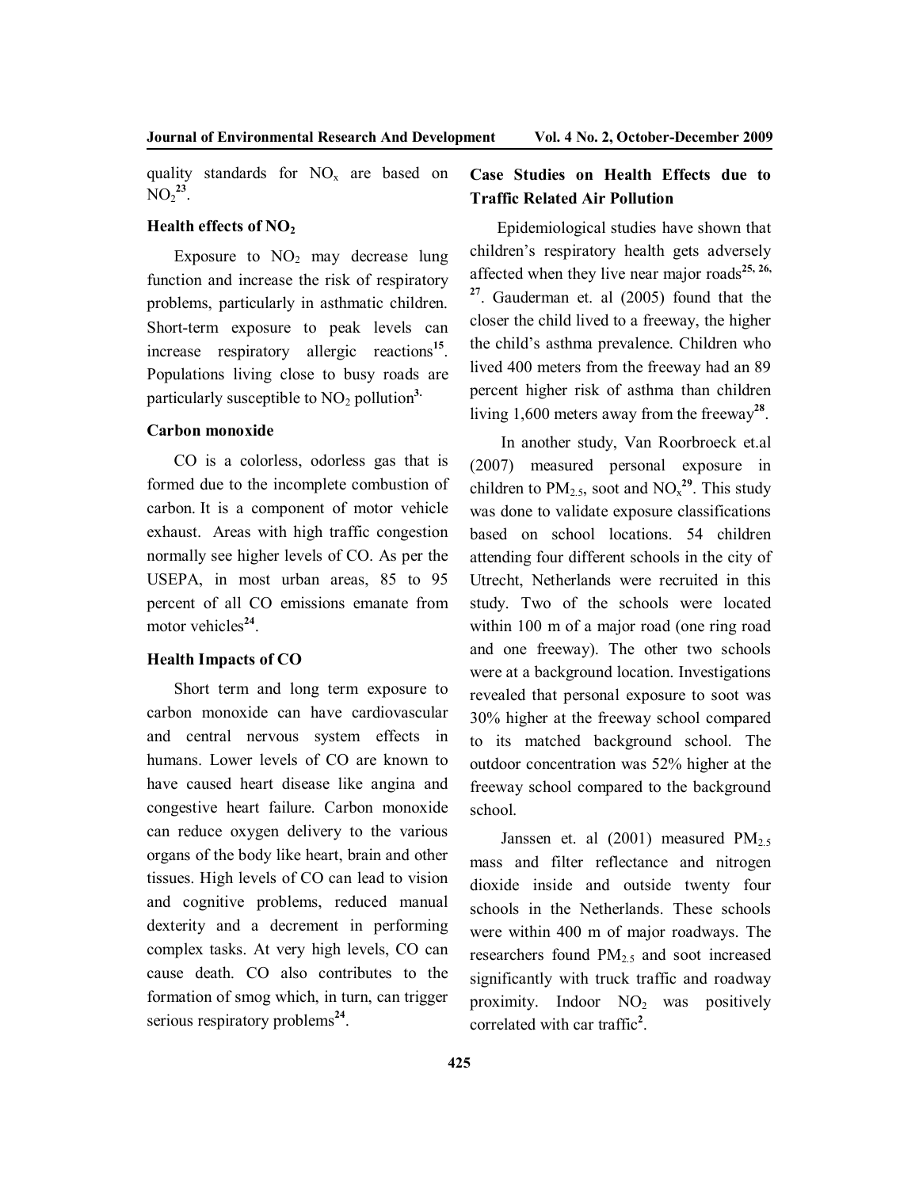quality standards for $NO_x$ are based on $NO_2$[23].

### Health effects of $NO_2$

Exposure to $NO_2$ may decrease lung function and increase the risk of respiratory problems, particularly in asthmatic children. Short-term exposure to peak levels can increase respiratory allergic reactions[15]. Populations living close to busy roads are particularly susceptible to $NO_2$ pollution[3].

### Carbon monoxide

CO is a colorless, odorless gas that is formed due to the incomplete combustion of carbon. It is a component of motor vehicle exhaust. Areas with high traffic congestion normally see higher levels of CO. As per the USEPA, in most urban areas, 85 to 95 percent of all CO emissions emanate from motor vehicles[24].

### Health Impacts of CO

Short term and long term exposure to carbon monoxide can have cardiovascular and central nervous system effects in humans. Lower levels of CO are known to have caused heart disease like angina and congestive heart failure. Carbon monoxide can reduce oxygen delivery to the various organs of the body like heart, brain and other tissues. High levels of CO can lead to vision and cognitive problems, reduced manual dexterity and a decrement in performing complex tasks. At very high levels, CO can cause death. CO also contributes to the formation of smog which, in turn, can trigger serious respiratory problems[24].

## Case Studies on Health Effects due to Traffic Related Air Pollution

Epidemiological studies have shown that children's respiratory health gets adversely affected when they live near major roads[25, 26, 27]. Gauderman et. al (2005) found that the closer the child lived to a freeway, the higher the child's asthma prevalence. Children who lived 400 meters from the freeway had an 89 percent higher risk of asthma than children living 1,600 meters away from the freeway[28].

In another study, Van Roorbroeck et.al (2007) measured personal exposure in children to $PM_{2.5}$, soot and $NO_x$[29]. This study was done to validate exposure classifications based on school locations. 54 children attending four different schools in the city of Utrecht, Netherlands were recruited in this study. Two of the schools were located within 100 m of a major road (one ring road and one freeway). The other two schools were at a background location. Investigations revealed that personal exposure to soot was 30% higher at the freeway school compared to its matched background school. The outdoor concentration was 52% higher at the freeway school compared to the background school.

Janssen et. al (2001) measured $PM_{2.5}$ mass and filter reflectance and nitrogen dioxide inside and outside twenty four schools in the Netherlands. These schools were within 400 m of major roadways. The researchers found $PM_{2.5}$ and soot increased significantly with truck traffic and roadway proximity. Indoor $NO_2$ was positively correlated with car traffic[2].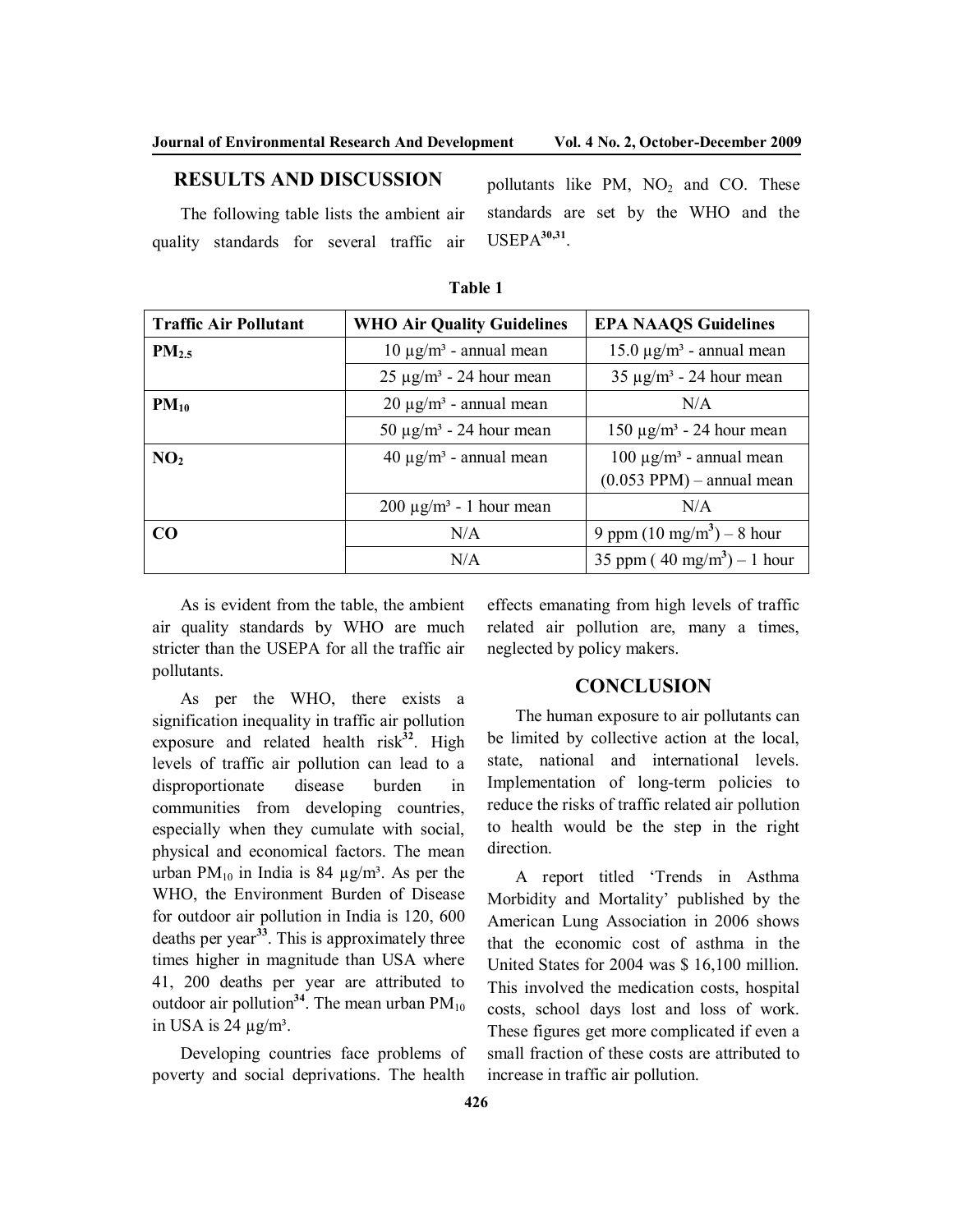## RESULTS AND DISCUSSION

The following table lists the ambient air quality standards for several traffic air pollutants like PM, $NO_2$ and CO. These standards are set by the WHO and the USEPA[30,31].

**Table 1**

| Traffic Air Pollutant | WHO Air Quality Guidelines | EPA NAAQS Guidelines |
|---|---|---|
| **$PM_{2.5}$** | 10 µg/m³ - annual mean | 15.0 µg/m³ - annual mean |
| | 25 µg/m³ - 24 hour mean | 35 µg/m³ - 24 hour mean |
| **$PM_{10}$** | 20 µg/m³ - annual mean | N/A |
| | 50 µg/m³ - 24 hour mean | 150 µg/m³ - 24 hour mean |
| **$NO_2$** | 40 µg/m³ - annual mean | 100 µg/m³ - annual mean (0.053 PPM) – annual mean |
| | 200 µg/m³ - 1 hour mean | N/A |
| **CO** | N/A | 9 ppm (10 mg/m³) – 8 hour |
| | N/A | 35 ppm ( 40 mg/m³) – 1 hour |

As is evident from the table, the ambient air quality standards by WHO are much stricter than the USEPA for all the traffic air pollutants.

As per the WHO, there exists a signification inequality in traffic air pollution exposure and related health risk[32]. High levels of traffic air pollution can lead to a disproportionate disease burden in communities from developing countries, especially when they cumulate with social, physical and economical factors. The mean urban $PM_{10}$ in India is 84 µg/m³. As per the WHO, the Environment Burden of Disease for outdoor air pollution in India is 120, 600 deaths per year[33]. This is approximately three times higher in magnitude than USA where 41, 200 deaths per year are attributed to outdoor air pollution[34]. The mean urban $PM_{10}$ in USA is 24 µg/m³.

Developing countries face problems of poverty and social deprivations. The health effects emanating from high levels of traffic related air pollution are, many a times, neglected by policy makers.

## CONCLUSION

The human exposure to air pollutants can be limited by collective action at the local, state, national and international levels. Implementation of long-term policies to reduce the risks of traffic related air pollution to health would be the step in the right direction.

A report titled 'Trends in Asthma Morbidity and Mortality' published by the American Lung Association in 2006 shows that the economic cost of asthma in the United States for 2004 was $ 16,100 million. This involved the medication costs, hospital costs, school days lost and loss of work. These figures get more complicated if even a small fraction of these costs are attributed to increase in traffic air pollution.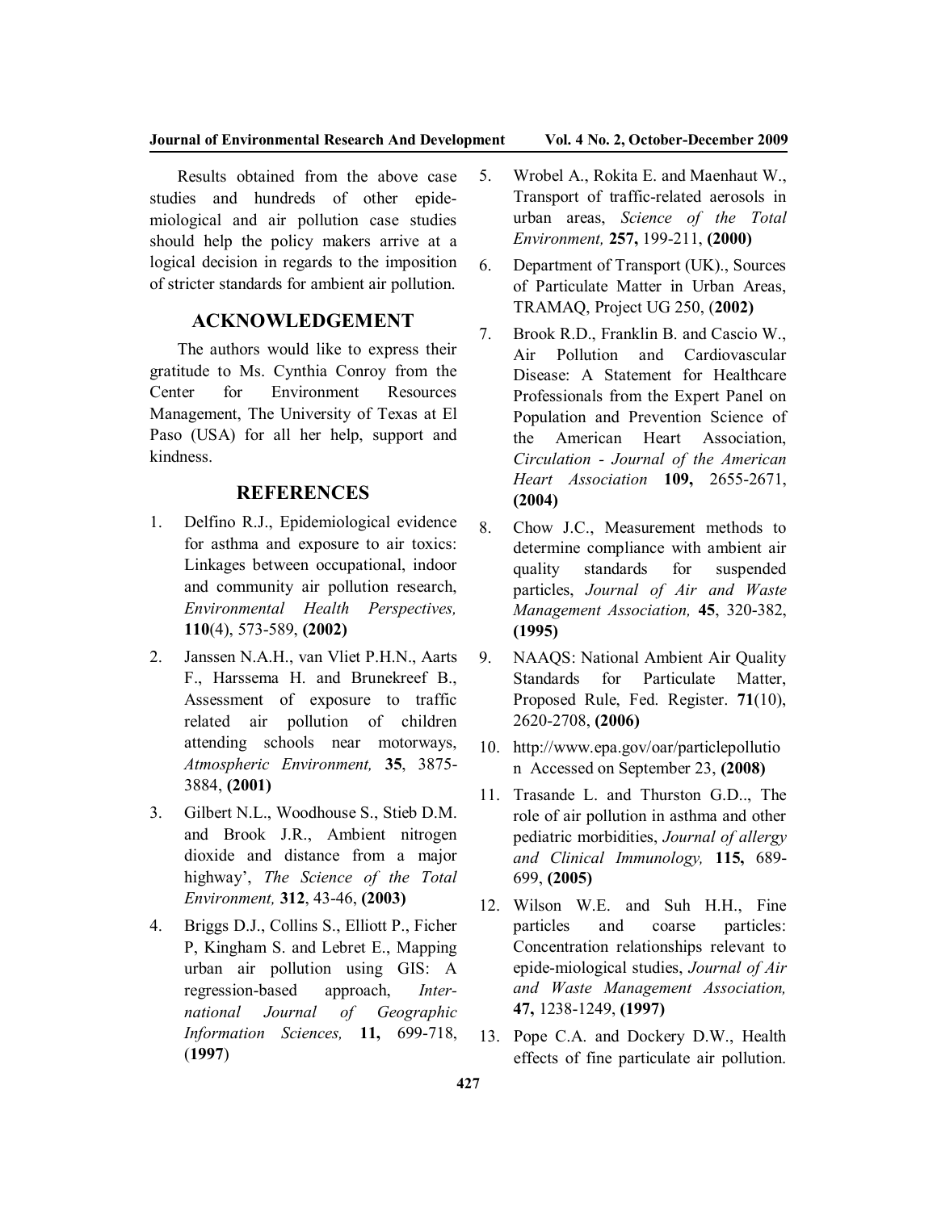Results obtained from the above case studies and hundreds of other epide-miological and air pollution case studies should help the policy makers arrive at a logical decision in regards to the imposition of stricter standards for ambient air pollution.

## ACKNOWLEDGEMENT

The authors would like to express their gratitude to Ms. Cynthia Conroy from the Center for Environment Resources Management, The University of Texas at El Paso (USA) for all her help, support and kindness.

## REFERENCES

1. Delfino R.J., Epidemiological evidence for asthma and exposure to air toxics: Linkages between occupational, indoor and community air pollution research, *Environmental Health Perspectives,* **110**(4), 573-589, **(2002)**

2. Janssen N.A.H., van Vliet P.H.N., Aarts F., Harssema H. and Brunekreef B., Assessment of exposure to traffic related air pollution of children attending schools near motorways, *Atmospheric Environment,* **35**, 3875-3884, **(2001)**

3. Gilbert N.L., Woodhouse S., Stieb D.M. and Brook J.R., Ambient nitrogen dioxide and distance from a major highway', *The Science of the Total Environment,* **312**, 43-46, **(2003)**

4. Briggs D.J., Collins S., Elliott P., Ficher P, Kingham S. and Lebret E., Mapping urban air pollution using GIS: A regression-based approach, *Inter-national Journal of Geographic Information Sciences,* **11,** 699-718, (**1997**)

5. Wrobel A., Rokita E. and Maenhaut W., Transport of traffic-related aerosols in urban areas, *Science of the Total Environment,* **257,** 199-211, **(2000)**

6. Department of Transport (UK)., Sources of Particulate Matter in Urban Areas, TRAMAQ, Project UG 250, (**2002)**

7. Brook R.D., Franklin B. and Cascio W., Air Pollution and Cardiovascular Disease: A Statement for Healthcare Professionals from the Expert Panel on Population and Prevention Science of the American Heart Association, *Circulation - Journal of the American Heart Association* **109,** 2655-2671, **(2004)**

8. Chow J.C., Measurement methods to determine compliance with ambient air quality standards for suspended particles, *Journal of Air and Waste Management Association,* **45**, 320-382, **(1995)**

9. NAAQS: National Ambient Air Quality Standards for Particulate Matter, Proposed Rule, Fed. Register. **71**(10), 2620-2708, **(2006)**

10. http://www.epa.gov/oar/particlepollution Accessed on September 23, **(2008)**

11. Trasande L. and Thurston G.D.., The role of air pollution in asthma and other pediatric morbidities, *Journal of allergy and Clinical Immunology,* **115,** 689-699, **(2005)**

12. Wilson W.E. and Suh H.H., Fine particles and coarse particles: Concentration relationships relevant to epide-miological studies, *Journal of Air and Waste Management Association,* **47,** 1238-1249, **(1997)**

13. Pope C.A. and Dockery D.W., Health effects of fine particulate air pollution.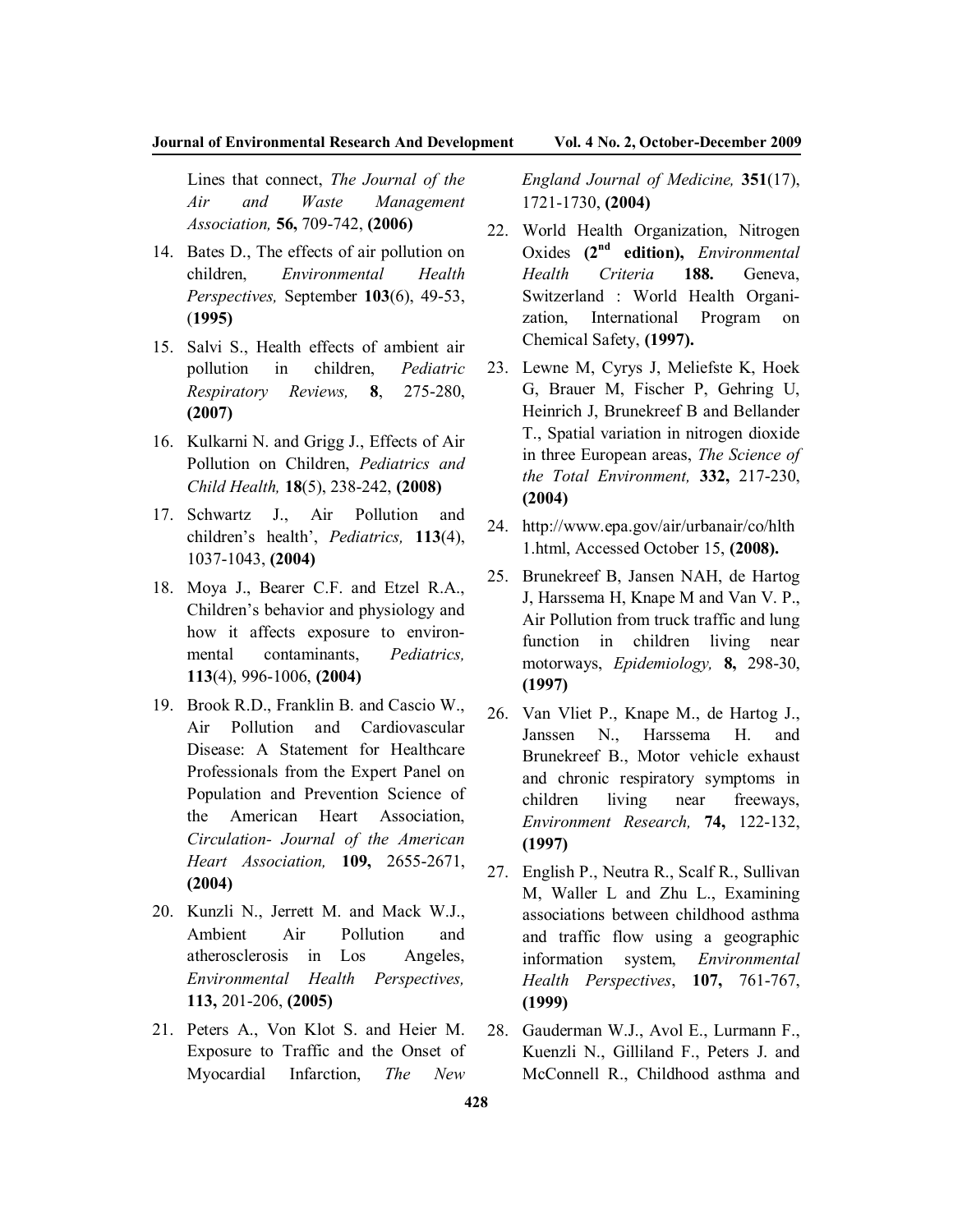Lines that connect, *The Journal of the Air and Waste Management Association,* **56,** 709-742, **(2006)**

14. Bates D., The effects of air pollution on children, *Environmental Health Perspectives,* September **103**(6), 49-53, (**1995)**

15. Salvi S., Health effects of ambient air pollution in children, *Pediatric Respiratory Reviews,* **8**, 275-280, **(2007)**

16. Kulkarni N. and Grigg J., Effects of Air Pollution on Children, *Pediatrics and Child Health,* **18**(5), 238-242, **(2008)**

17. Schwartz J., Air Pollution and children's health', *Pediatrics,* **113**(4), 1037-1043, **(2004)**

18. Moya J., Bearer C.F. and Etzel R.A., Children's behavior and physiology and how it affects exposure to environmental contaminants, *Pediatrics,* **113**(4), 996-1006, **(2004)**

19. Brook R.D., Franklin B. and Cascio W., Air Pollution and Cardiovascular Disease: A Statement for Healthcare Professionals from the Expert Panel on Population and Prevention Science of the American Heart Association, *Circulation- Journal of the American Heart Association,* **109,** 2655-2671, **(2004)**

20. Kunzli N., Jerrett M. and Mack W.J., Ambient Air Pollution and atherosclerosis in Los Angeles, *Environmental Health Perspectives,* **113,** 201-206, **(2005)**

21. Peters A., Von Klot S. and Heier M. Exposure to Traffic and the Onset of Myocardial Infarction, *The New England Journal of Medicine,* **351**(17), 1721-1730, **(2004)**

22. World Health Organization, Nitrogen Oxides **(2nd edition),** *Environmental Health Criteria* **188.** Geneva, Switzerland : World Health Organization, International Program on Chemical Safety, **(1997).**

23. Lewne M, Cyrys J, Meliefste K, Hoek G, Brauer M, Fischer P, Gehring U, Heinrich J, Brunekreef B and Bellander T., Spatial variation in nitrogen dioxide in three European areas, *The Science of the Total Environment,* **332,** 217-230, **(2004)**

24. http://www.epa.gov/air/urbanair/co/hlth1.html, Accessed October 15, **(2008).**

25. Brunekreef B, Jansen NAH, de Hartog J, Harssema H, Knape M and Van V. P., Air Pollution from truck traffic and lung function in children living near motorways, *Epidemiology,* **8,** 298-30, **(1997)**

26. Van Vliet P., Knape M., de Hartog J., Janssen N., Harssema H. and Brunekreef B., Motor vehicle exhaust and chronic respiratory symptoms in children living near freeways, *Environment Research,* **74,** 122-132, **(1997)**

27. English P., Neutra R., Scalf R., Sullivan M, Waller L and Zhu L., Examining associations between childhood asthma and traffic flow using a geographic information system, *Environmental Health Perspectives*, **107,** 761-767, **(1999)**

28. Gauderman W.J., Avol E., Lurmann F., Kuenzli N., Gilliland F., Peters J. and McConnell R., Childhood asthma and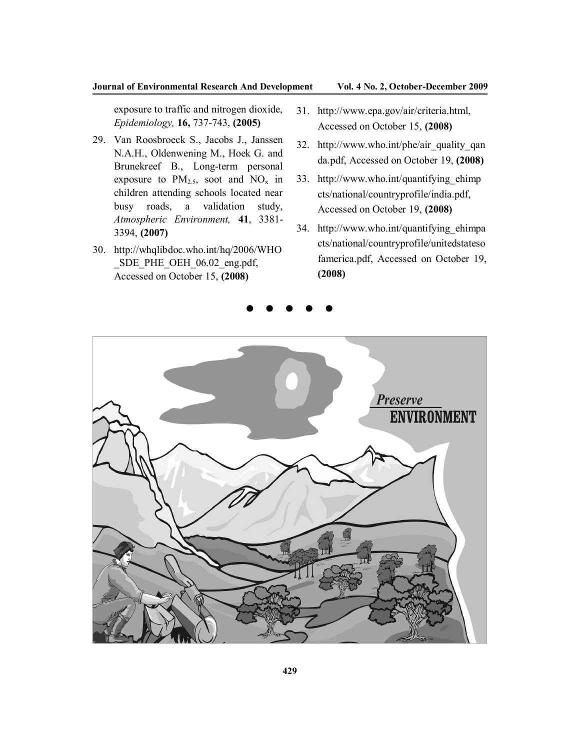exposure to traffic and nitrogen dioxide, *Epidemiology,* **16,** 737-743, **(2005)**

29. Van Roosbroeck S., Jacobs J., Janssen N.A.H., Oldenwening M., Hoek G. and Brunekreef B., Long-term personal exposure to $PM_{2.5}$, soot and $NO_x$ in children attending schools located near busy roads, a validation study, *Atmospheric Environment,* **41**, 3381-3394, **(2007)**

30. http://whqlibdoc.who.int/hq/2006/WHO_SDE_PHE_OEH_06.02_eng.pdf, Accessed on October 15, **(2008)**

31. http://www.epa.gov/air/criteria.html, Accessed on October 15, **(2008)**

32. http://www.who.int/phe/air_quality_qanda.pdf, Accessed on October 19, **(2008)**

33. http://www.who.int/quantifying_ehimpcts/national/countryprofile/india.pdf, Accessed on October 19, **(2008)**

34. http://www.who.int/quantifying_ehimpacts/national/countryprofile/unitedstatesofamerica.pdf, Accessed on October 19, **(2008)**

● ● ● ● ●